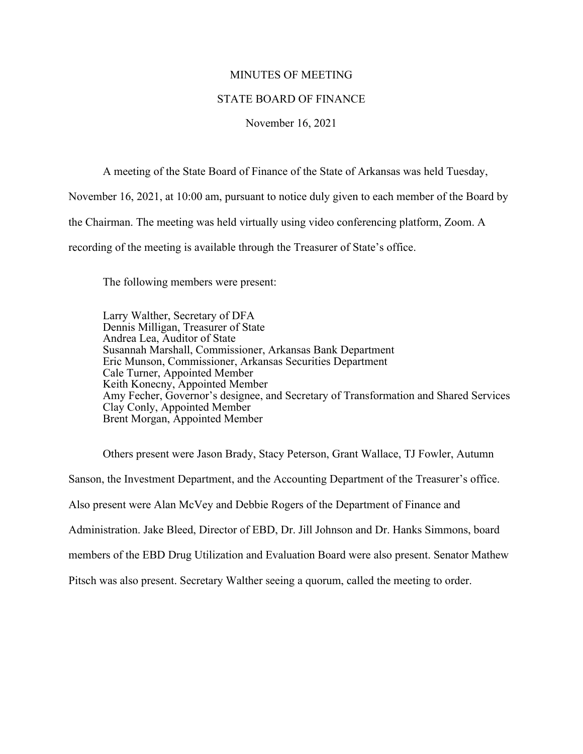# MINUTES OF MEETING

## STATE BOARD OF FINANCE

November 16, 2021

A meeting of the State Board of Finance of the State of Arkansas was held Tuesday, November 16, 2021, at 10:00 am, pursuant to notice duly given to each member of the Board by the Chairman. The meeting was held virtually using video conferencing platform, Zoom. A recording of the meeting is available through the Treasurer of State's office.

The following members were present:

Larry Walther, Secretary of DFA
Dennis Milligan, Treasurer of State
Andrea Lea, Auditor of State
Susannah Marshall, Commissioner, Arkansas Bank Department
Eric Munson, Commissioner, Arkansas Securities Department
Cale Turner, Appointed Member
Keith Konecny, Appointed Member
Amy Fecher, Governor's designee, and Secretary of Transformation and Shared Services
Clay Conly, Appointed Member
Brent Morgan, Appointed Member

Others present were Jason Brady, Stacy Peterson, Grant Wallace, TJ Fowler, Autumn Sanson, the Investment Department, and the Accounting Department of the Treasurer's office. Also present were Alan McVey and Debbie Rogers of the Department of Finance and Administration. Jake Bleed, Director of EBD, Dr. Jill Johnson and Dr. Hanks Simmons, board members of the EBD Drug Utilization and Evaluation Board were also present. Senator Mathew Pitsch was also present. Secretary Walther seeing a quorum, called the meeting to order.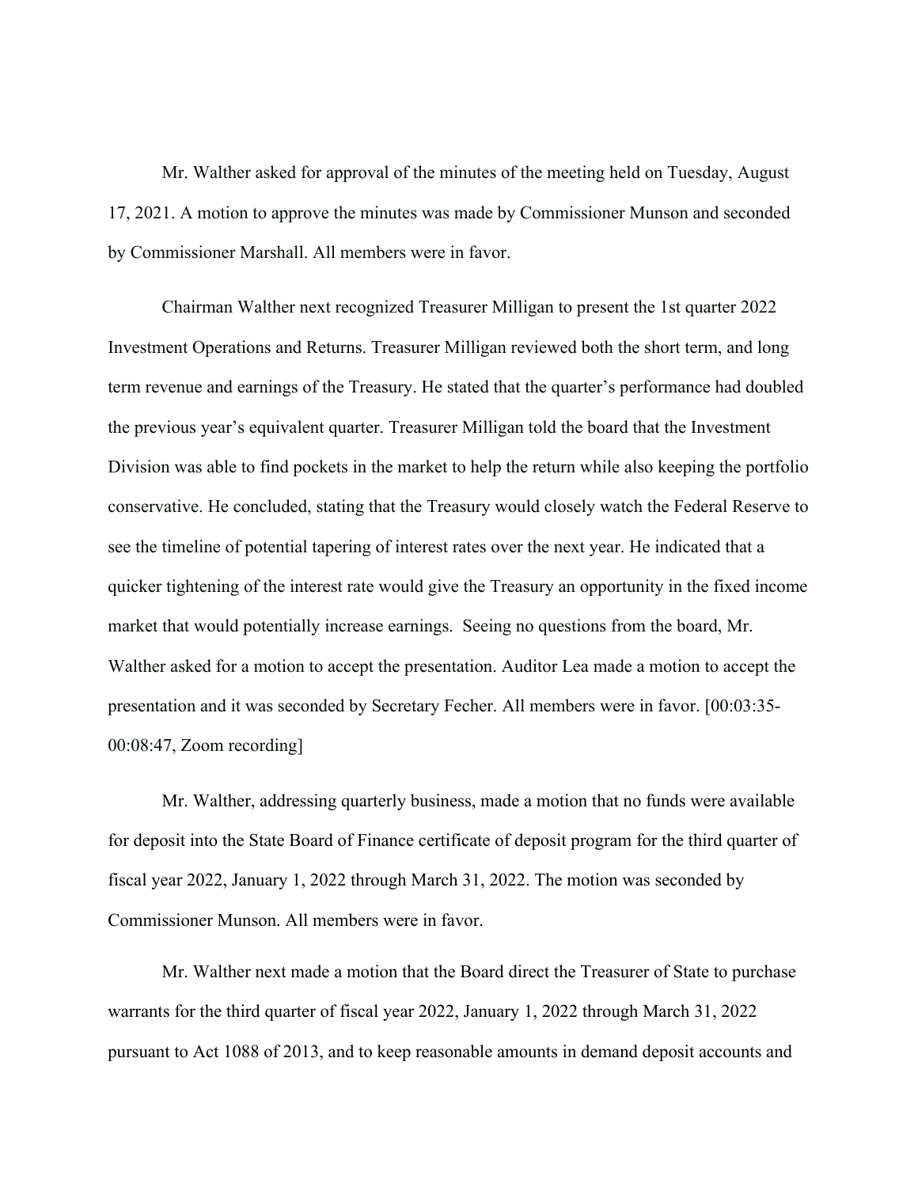Mr. Walther asked for approval of the minutes of the meeting held on Tuesday, August 17, 2021. A motion to approve the minutes was made by Commissioner Munson and seconded by Commissioner Marshall. All members were in favor.

Chairman Walther next recognized Treasurer Milligan to present the 1st quarter 2022 Investment Operations and Returns. Treasurer Milligan reviewed both the short term, and long term revenue and earnings of the Treasury. He stated that the quarter's performance had doubled the previous year's equivalent quarter. Treasurer Milligan told the board that the Investment Division was able to find pockets in the market to help the return while also keeping the portfolio conservative. He concluded, stating that the Treasury would closely watch the Federal Reserve to see the timeline of potential tapering of interest rates over the next year. He indicated that a quicker tightening of the interest rate would give the Treasury an opportunity in the fixed income market that would potentially increase earnings. Seeing no questions from the board, Mr. Walther asked for a motion to accept the presentation. Auditor Lea made a motion to accept the presentation and it was seconded by Secretary Fecher. All members were in favor. [00:03:35-00:08:47, Zoom recording]

Mr. Walther, addressing quarterly business, made a motion that no funds were available for deposit into the State Board of Finance certificate of deposit program for the third quarter of fiscal year 2022, January 1, 2022 through March 31, 2022. The motion was seconded by Commissioner Munson. All members were in favor.

Mr. Walther next made a motion that the Board direct the Treasurer of State to purchase warrants for the third quarter of fiscal year 2022, January 1, 2022 through March 31, 2022 pursuant to Act 1088 of 2013, and to keep reasonable amounts in demand deposit accounts and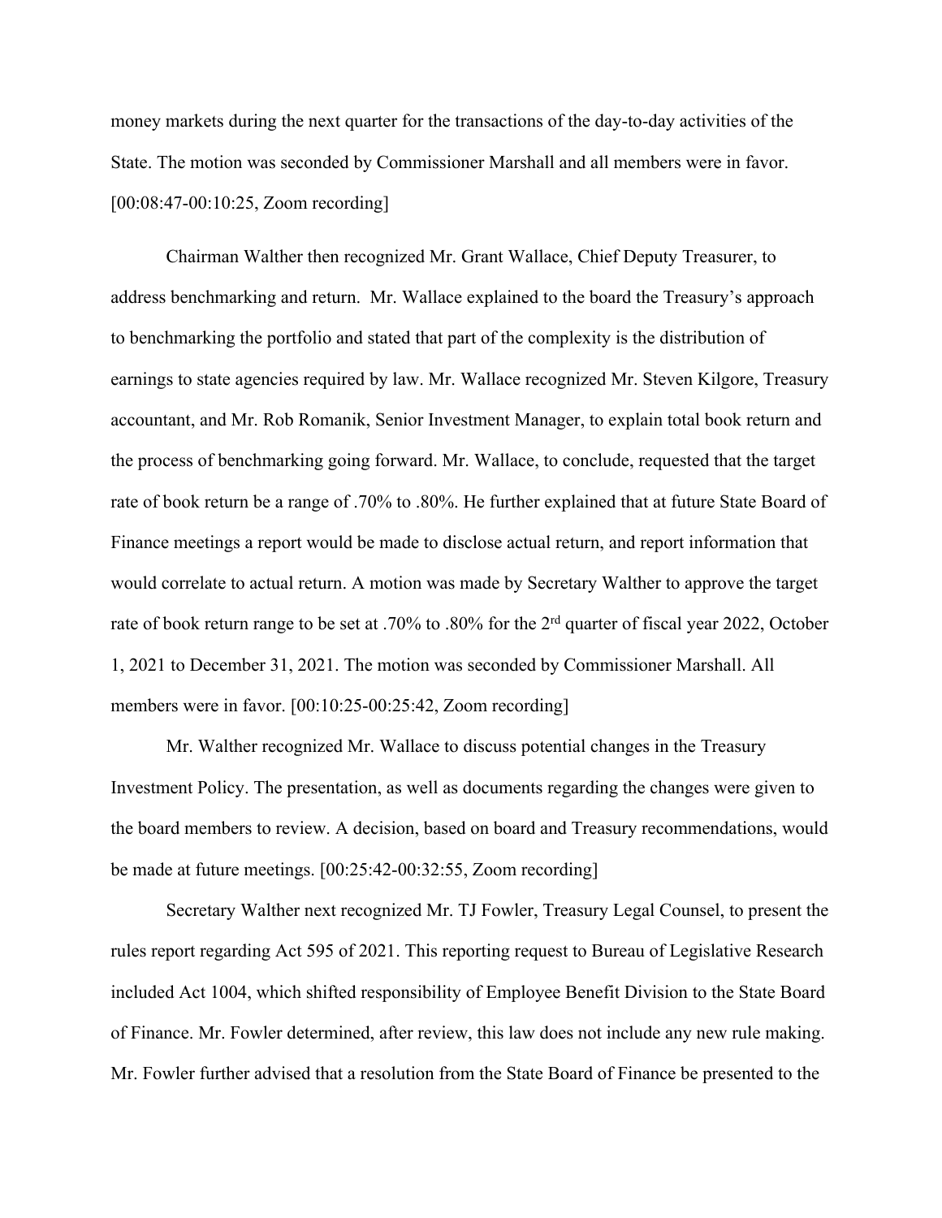money markets during the next quarter for the transactions of the day-to-day activities of the State. The motion was seconded by Commissioner Marshall and all members were in favor. [00:08:47-00:10:25, Zoom recording]

Chairman Walther then recognized Mr. Grant Wallace, Chief Deputy Treasurer, to address benchmarking and return. Mr. Wallace explained to the board the Treasury's approach to benchmarking the portfolio and stated that part of the complexity is the distribution of earnings to state agencies required by law. Mr. Wallace recognized Mr. Steven Kilgore, Treasury accountant, and Mr. Rob Romanik, Senior Investment Manager, to explain total book return and the process of benchmarking going forward. Mr. Wallace, to conclude, requested that the target rate of book return be a range of .70% to .80%. He further explained that at future State Board of Finance meetings a report would be made to disclose actual return, and report information that would correlate to actual return. A motion was made by Secretary Walther to approve the target rate of book return range to be set at .70% to .80% for the 2nd quarter of fiscal year 2022, October 1, 2021 to December 31, 2021. The motion was seconded by Commissioner Marshall. All members were in favor. [00:10:25-00:25:42, Zoom recording]

Mr. Walther recognized Mr. Wallace to discuss potential changes in the Treasury Investment Policy. The presentation, as well as documents regarding the changes were given to the board members to review. A decision, based on board and Treasury recommendations, would be made at future meetings. [00:25:42-00:32:55, Zoom recording]

Secretary Walther next recognized Mr. TJ Fowler, Treasury Legal Counsel, to present the rules report regarding Act 595 of 2021. This reporting request to Bureau of Legislative Research included Act 1004, which shifted responsibility of Employee Benefit Division to the State Board of Finance. Mr. Fowler determined, after review, this law does not include any new rule making. Mr. Fowler further advised that a resolution from the State Board of Finance be presented to the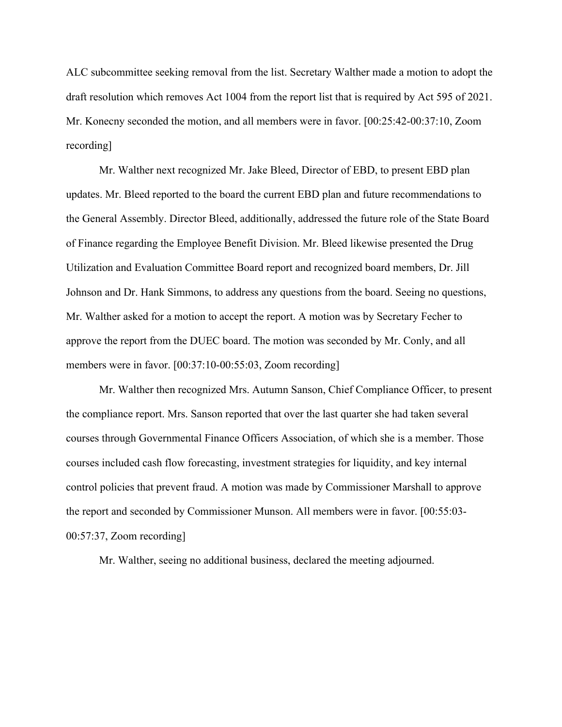ALC subcommittee seeking removal from the list. Secretary Walther made a motion to adopt the draft resolution which removes Act 1004 from the report list that is required by Act 595 of 2021. Mr. Konecny seconded the motion, and all members were in favor. [00:25:42-00:37:10, Zoom recording]

Mr. Walther next recognized Mr. Jake Bleed, Director of EBD, to present EBD plan updates. Mr. Bleed reported to the board the current EBD plan and future recommendations to the General Assembly. Director Bleed, additionally, addressed the future role of the State Board of Finance regarding the Employee Benefit Division. Mr. Bleed likewise presented the Drug Utilization and Evaluation Committee Board report and recognized board members, Dr. Jill Johnson and Dr. Hank Simmons, to address any questions from the board. Seeing no questions, Mr. Walther asked for a motion to accept the report. A motion was by Secretary Fecher to approve the report from the DUEC board. The motion was seconded by Mr. Conly, and all members were in favor. [00:37:10-00:55:03, Zoom recording]

Mr. Walther then recognized Mrs. Autumn Sanson, Chief Compliance Officer, to present the compliance report. Mrs. Sanson reported that over the last quarter she had taken several courses through Governmental Finance Officers Association, of which she is a member. Those courses included cash flow forecasting, investment strategies for liquidity, and key internal control policies that prevent fraud. A motion was made by Commissioner Marshall to approve the report and seconded by Commissioner Munson. All members were in favor. [00:55:03-00:57:37, Zoom recording]

Mr. Walther, seeing no additional business, declared the meeting adjourned.